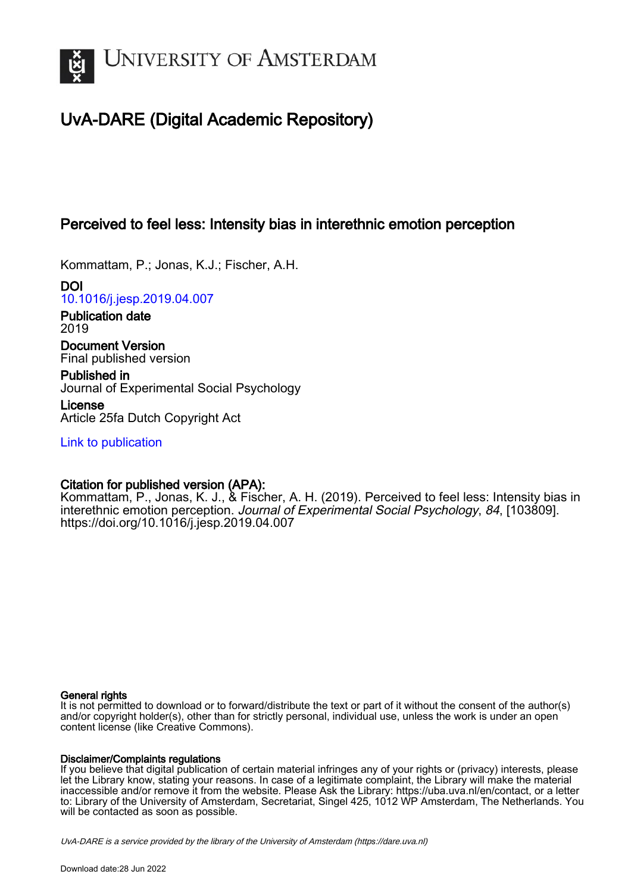UNIVERSITY OF AMSTERDAM

# UvA-DARE (Digital Academic Repository)

## Perceived to feel less: Intensity bias in interethnic emotion perception

Kommattam, P.; Jonas, K.J.; Fischer, A.H.

**DOI**
10.1016/j.jesp.2019.04.007

**Publication date**
2019

**Document Version**
Final published version

**Published in**
Journal of Experimental Social Psychology

**License**
Article 25fa Dutch Copyright Act

Link to publication

**Citation for published version (APA):**
Kommattam, P., Jonas, K. J., & Fischer, A. H. (2019). Perceived to feel less: Intensity bias in interethnic emotion perception. *Journal of Experimental Social Psychology*, *84*, [103809]. https://doi.org/10.1016/j.jesp.2019.04.007

**General rights**
It is not permitted to download or to forward/distribute the text or part of it without the consent of the author(s) and/or copyright holder(s), other than for strictly personal, individual use, unless the work is under an open content license (like Creative Commons).

**Disclaimer/Complaints regulations**
If you believe that digital publication of certain material infringes any of your rights or (privacy) interests, please let the Library know, stating your reasons. In case of a legitimate complaint, the Library will make the material inaccessible and/or remove it from the website. Please Ask the Library: https://uba.uva.nl/en/contact, or a letter to: Library of the University of Amsterdam, Secretariat, Singel 425, 1012 WP Amsterdam, The Netherlands. You will be contacted as soon as possible.

*UvA-DARE is a service provided by the library of the University of Amsterdam (https://dare.uva.nl)*

Download date:28 Jun 2022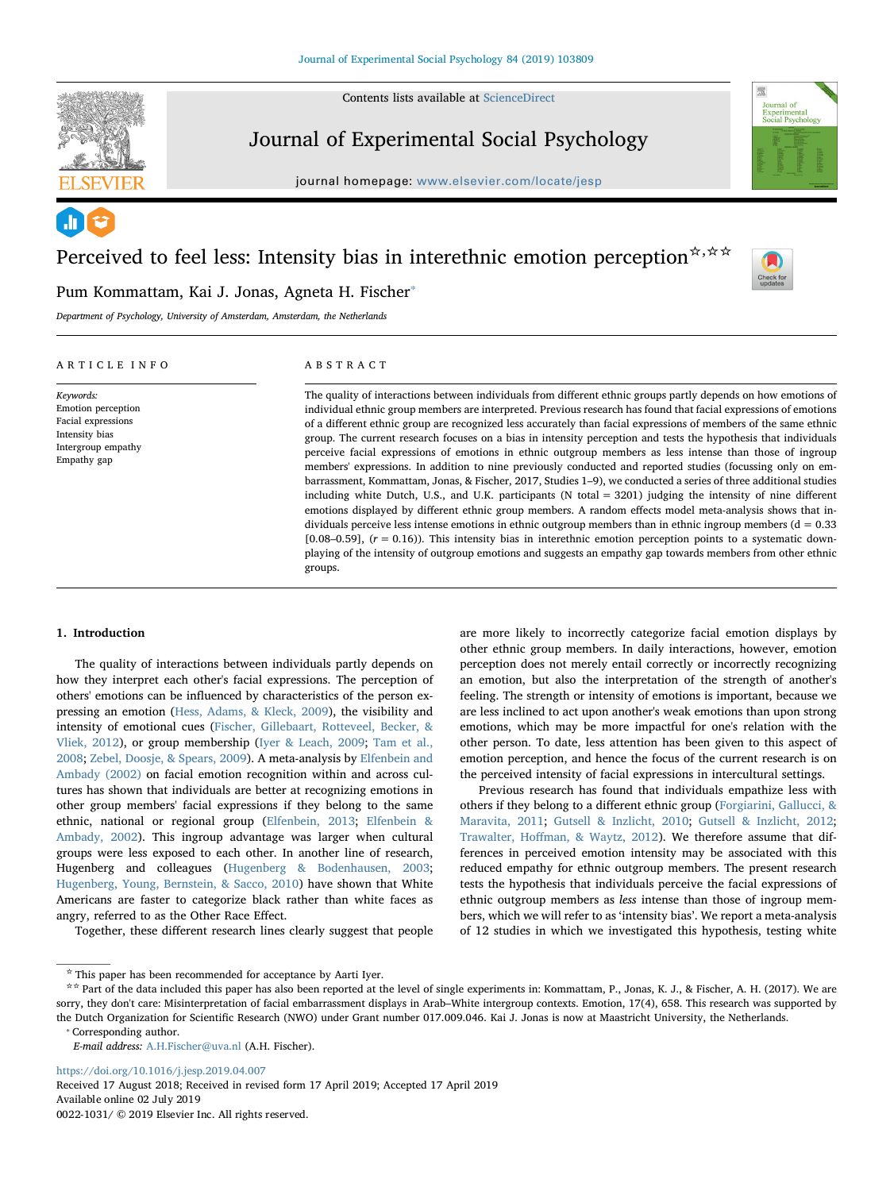# Perceived to feel less: Intensity bias in interethnic emotion perception☆,☆☆

Pum Kommattam, Kai J. Jonas, Agneta H. Fischer*

*Department of Psychology, University of Amsterdam, Amsterdam, the Netherlands*

## ARTICLE INFO

*Keywords:*
Emotion perception
Facial expressions
Intensity bias
Intergroup empathy
Empathy gap

## ABSTRACT

The quality of interactions between individuals from different ethnic groups partly depends on how emotions of individual ethnic group members are interpreted. Previous research has found that facial expressions of emotions of a different ethnic group are recognized less accurately than facial expressions of members of the same ethnic group. The current research focuses on a bias in intensity perception and tests the hypothesis that individuals perceive facial expressions of emotions in ethnic outgroup members as less intense than those of ingroup members' expressions. In addition to nine previously conducted and reported studies (focussing only on embarrassment, Kommattam, Jonas, & Fischer, 2017, Studies 1–9), we conducted a series of three additional studies including white Dutch, U.S., and U.K. participants (N total = 3201) judging the intensity of nine different emotions displayed by different ethnic group members. A random effects model meta-analysis shows that individuals perceive less intense emotions in ethnic outgroup members than in ethnic ingroup members (d = 0.33 [0.08–0.59], (r = 0.16)). This intensity bias in interethnic emotion perception points to a systematic downplaying of the intensity of outgroup emotions and suggests an empathy gap towards members from other ethnic groups.

## 1. Introduction

The quality of interactions between individuals partly depends on how they interpret each other's facial expressions. The perception of others' emotions can be influenced by characteristics of the person expressing an emotion (Hess, Adams, & Kleck, 2009), the visibility and intensity of emotional cues (Fischer, Gillebaart, Rotteveel, Becker, & Vliek, 2012), or group membership (Iyer & Leach, 2009; Tam et al., 2008; Zebel, Doosje, & Spears, 2009). A meta-analysis by Elfenbein and Ambady (2002) on facial emotion recognition within and across cultures has shown that individuals are better at recognizing emotions in other group members' facial expressions if they belong to the same ethnic, national or regional group (Elfenbein, 2013; Elfenbein & Ambady, 2002). This ingroup advantage was larger when cultural groups were less exposed to each other. In another line of research, Hugenberg and colleagues (Hugenberg & Bodenhausen, 2003; Hugenberg, Young, Bernstein, & Sacco, 2010) have shown that White Americans are faster to categorize black rather than white faces as angry, referred to as the Other Race Effect.

Together, these different research lines clearly suggest that people are more likely to incorrectly categorize facial emotion displays by other ethnic group members. In daily interactions, however, emotion perception does not merely entail correctly or incorrectly recognizing an emotion, but also the interpretation of the strength of another's feeling. The strength or intensity of emotions is important, because we are less inclined to act upon another's weak emotions than upon strong emotions, which may be more impactful for one's relation with the other person. To date, less attention has been given to this aspect of emotion perception, and hence the focus of the current research is on the perceived intensity of facial expressions in intercultural settings.

Previous research has found that individuals empathize less with others if they belong to a different ethnic group (Forgiarini, Gallucci, & Maravita, 2011; Gutsell & Inzlicht, 2010; Gutsell & Inzlicht, 2012; Trawalter, Hoffman, & Waytz, 2012). We therefore assume that differences in perceived emotion intensity may be associated with this reduced empathy for ethnic outgroup members. The present research tests the hypothesis that individuals perceive the facial expressions of ethnic outgroup members as *less* intense than those of ingroup members, which we will refer to as 'intensity bias'. We report a meta-analysis of 12 studies in which we investigated this hypothesis, testing white

---

☆ This paper has been recommended for acceptance by Aarti Iyer.

☆☆ Part of the data included this paper has also been reported at the level of single experiments in: Kommattam, P., Jonas, K. J., & Fischer, A. H. (2017). We are sorry, they don't care: Misinterpretation of facial embarrassment displays in Arab–White intergroup contexts. Emotion, 17(4), 658. This research was supported by the Dutch Organization for Scientific Research (NWO) under Grant number 017.009.046. Kai J. Jonas is now at Maastricht University, the Netherlands.

* Corresponding author.

*E-mail address:* A.H.Fischer@uva.nl (A.H. Fischer).

https://doi.org/10.1016/j.jesp.2019.04.007
Received 17 August 2018; Received in revised form 17 April 2019; Accepted 17 April 2019
Available online 02 July 2019
0022-1031/ © 2019 Elsevier Inc. All rights reserved.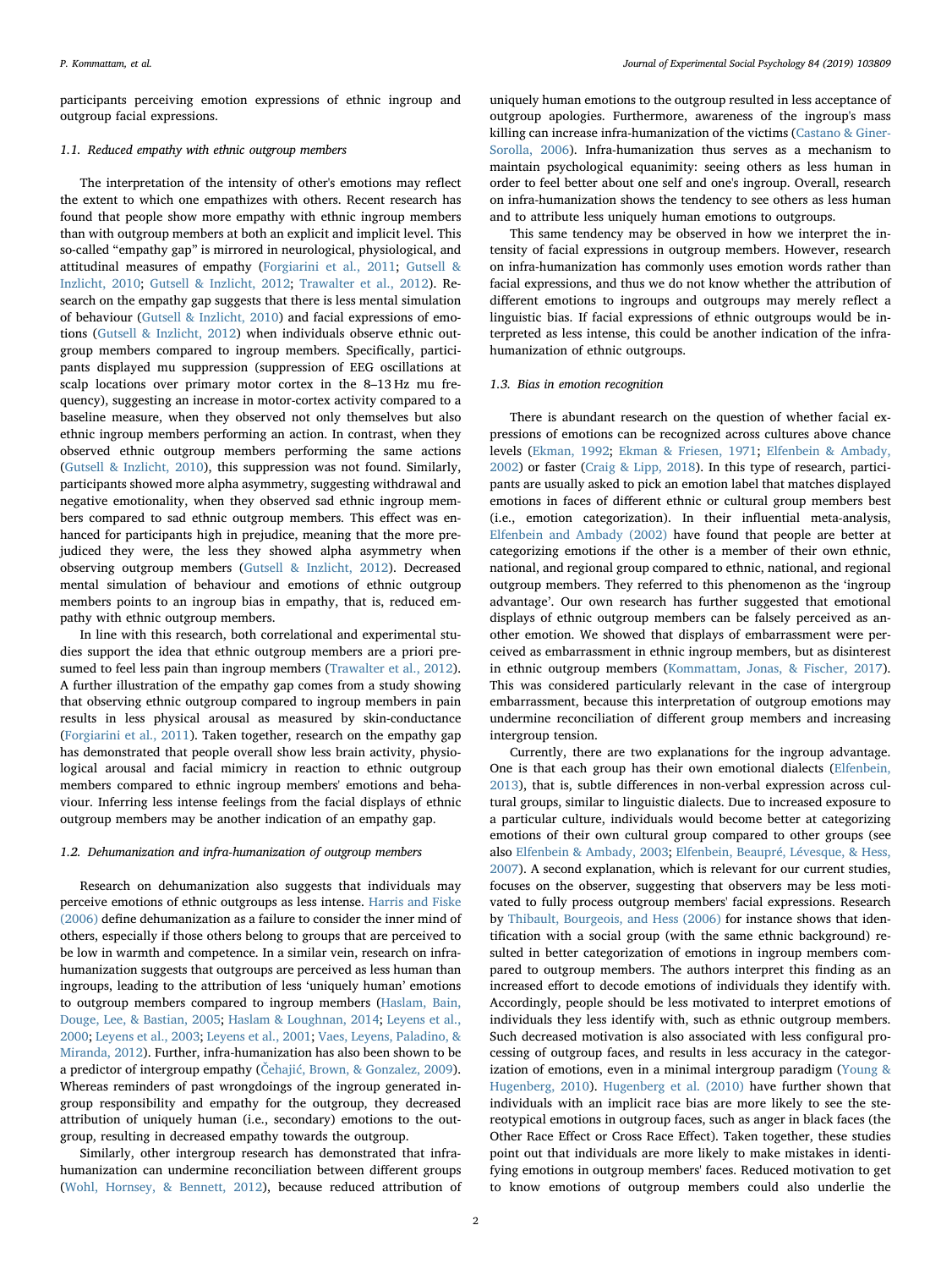participants perceiving emotion expressions of ethnic ingroup and outgroup facial expressions.

### 1.1. Reduced empathy with ethnic outgroup members

The interpretation of the intensity of other's emotions may reflect the extent to which one empathizes with others. Recent research has found that people show more empathy with ethnic ingroup members than with outgroup members at both an explicit and implicit level. This so-called "empathy gap" is mirrored in neurological, physiological, and attitudinal measures of empathy (Forgiarini et al., 2011; Gutsell & Inzlicht, 2010; Gutsell & Inzlicht, 2012; Trawalter et al., 2012). Research on the empathy gap suggests that there is less mental simulation of behaviour (Gutsell & Inzlicht, 2010) and facial expressions of emotions (Gutsell & Inzlicht, 2012) when individuals observe ethnic outgroup members compared to ingroup members. Specifically, participants displayed mu suppression (suppression of EEG oscillations at scalp locations over primary motor cortex in the 8–13 Hz mu frequency), suggesting an increase in motor-cortex activity compared to a baseline measure, when they observed not only themselves but also ethnic ingroup members performing an action. In contrast, when they observed ethnic outgroup members performing the same actions (Gutsell & Inzlicht, 2010), this suppression was not found. Similarly, participants showed more alpha asymmetry, suggesting withdrawal and negative emotionality, when they observed sad ethnic ingroup members compared to sad ethnic outgroup members. This effect was enhanced for participants high in prejudice, meaning that the more prejudiced they were, the less they showed alpha asymmetry when observing outgroup members (Gutsell & Inzlicht, 2012). Decreased mental simulation of behaviour and emotions of ethnic outgroup members points to an ingroup bias in empathy, that is, reduced empathy with ethnic outgroup members.

In line with this research, both correlational and experimental studies support the idea that ethnic outgroup members are a priori presumed to feel less pain than ingroup members (Trawalter et al., 2012). A further illustration of the empathy gap comes from a study showing that observing ethnic outgroup compared to ingroup members in pain results in less physical arousal as measured by skin-conductance (Forgiarini et al., 2011). Taken together, research on the empathy gap has demonstrated that people overall show less brain activity, physiological arousal and facial mimicry in reaction to ethnic outgroup members compared to ethnic ingroup members' emotions and behaviour. Inferring less intense feelings from the facial displays of ethnic outgroup members may be another indication of an empathy gap.

### 1.2. Dehumanization and infra-humanization of outgroup members

Research on dehumanization also suggests that individuals may perceive emotions of ethnic outgroups as less intense. Harris and Fiske (2006) define dehumanization as a failure to consider the inner mind of others, especially if those others belong to groups that are perceived to be low in warmth and competence. In a similar vein, research on infra-humanization suggests that outgroups are perceived as less human than ingroups, leading to the attribution of less 'uniquely human' emotions to outgroup members compared to ingroup members (Haslam, Bain, Douge, Lee, & Bastian, 2005; Haslam & Loughnan, 2014; Leyens et al., 2000; Leyens et al., 2003; Leyens et al., 2001; Vaes, Leyens, Paladino, & Miranda, 2012). Further, infra-humanization has also been shown to be a predictor of intergroup empathy (Čehajić, Brown, & Gonzalez, 2009). Whereas reminders of past wrongdoings of the ingroup generated ingroup responsibility and empathy for the outgroup, they decreased attribution of uniquely human (i.e., secondary) emotions to the outgroup, resulting in decreased empathy towards the outgroup.

Similarly, other intergroup research has demonstrated that infra-humanization can undermine reconciliation between different groups (Wohl, Hornsey, & Bennett, 2012), because reduced attribution of uniquely human emotions to the outgroup resulted in less acceptance of outgroup apologies. Furthermore, awareness of the ingroup's mass killing can increase infra-humanization of the victims (Castano & Giner-Sorolla, 2006). Infra-humanization thus serves as a mechanism to maintain psychological equanimity: seeing others as less human in order to feel better about one self and one's ingroup. Overall, research on infra-humanization shows the tendency to see others as less human and to attribute less uniquely human emotions to outgroups.

This same tendency may be observed in how we interpret the intensity of facial expressions in outgroup members. However, research on infra-humanization has commonly uses emotion words rather than facial expressions, and thus we do not know whether the attribution of different emotions to ingroups and outgroups may merely reflect a linguistic bias. If facial expressions of ethnic outgroups would be interpreted as less intense, this could be another indication of the infra-humanization of ethnic outgroups.

### 1.3. Bias in emotion recognition

There is abundant research on the question of whether facial expressions of emotions can be recognized across cultures above chance levels (Ekman, 1992; Ekman & Friesen, 1971; Elfenbein & Ambady, 2002) or faster (Craig & Lipp, 2018). In this type of research, participants are usually asked to pick an emotion label that matches displayed emotions in faces of different ethnic or cultural group members best (i.e., emotion categorization). In their influential meta-analysis, Elfenbein and Ambady (2002) have found that people are better at categorizing emotions if the other is a member of their own ethnic, national, and regional group compared to ethnic, national, and regional outgroup members. They referred to this phenomenon as the 'ingroup advantage'. Our own research has further suggested that emotional displays of ethnic outgroup members can be falsely perceived as another emotion. We showed that displays of embarrassment were perceived as embarrassment in ethnic ingroup members, but as disinterest in ethnic outgroup members (Kommattam, Jonas, & Fischer, 2017). This was considered particularly relevant in the case of intergroup embarrassment, because this interpretation of outgroup emotions may undermine reconciliation of different group members and increasing intergroup tension.

Currently, there are two explanations for the ingroup advantage. One is that each group has their own emotional dialects (Elfenbein, 2013), that is, subtle differences in non-verbal expression across cultural groups, similar to linguistic dialects. Due to increased exposure to a particular culture, individuals would become better at categorizing emotions of their own cultural group compared to other groups (see also Elfenbein & Ambady, 2003; Elfenbein, Beaupré, Lévesque, & Hess, 2007). A second explanation, which is relevant for our current studies, focuses on the observer, suggesting that observers may be less motivated to fully process outgroup members' facial expressions. Research by Thibault, Bourgeois, and Hess (2006) for instance shows that identification with a social group (with the same ethnic background) resulted in better categorization of emotions in ingroup members compared to outgroup members. The authors interpret this finding as an increased effort to decode emotions of individuals they identify with. Accordingly, people should be less motivated to interpret emotions of individuals they less identify with, such as ethnic outgroup members. Such decreased motivation is also associated with less configural processing of outgroup faces, and results in less accuracy in the categorization of emotions, even in a minimal intergroup paradigm (Young & Hugenberg, 2010). Hugenberg et al. (2010) have further shown that individuals with an implicit race bias are more likely to see the stereotypical emotions in outgroup faces, such as anger in black faces (the Other Race Effect or Cross Race Effect). Taken together, these studies point out that individuals are more likely to make mistakes in identifying emotions in outgroup members' faces. Reduced motivation to get to know emotions of outgroup members could also underlie the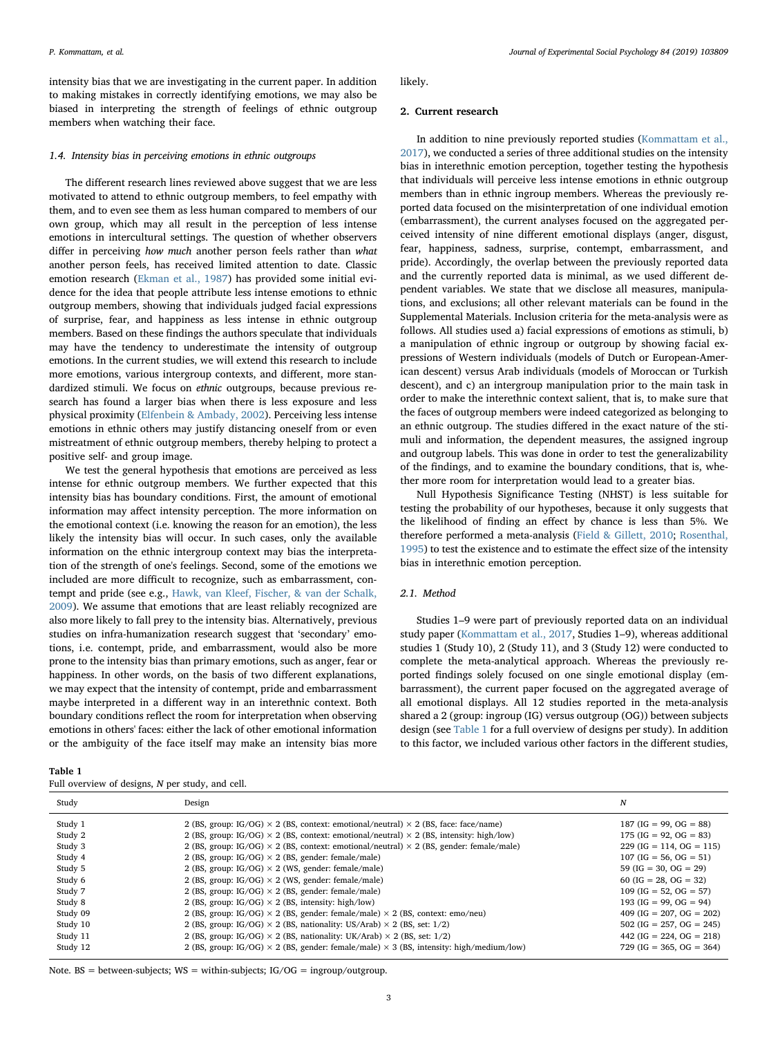intensity bias that we are investigating in the current paper. In addition to making mistakes in correctly identifying emotions, we may also be biased in interpreting the strength of feelings of ethnic outgroup members when watching their face.

### 1.4. Intensity bias in perceiving emotions in ethnic outgroups

The different research lines reviewed above suggest that we are less motivated to attend to ethnic outgroup members, to feel empathy with them, and to even see them as less human compared to members of our own group, which may all result in the perception of less intense emotions in intercultural settings. The question of whether observers differ in perceiving *how much* another person feels rather than *what* another person feels, has received limited attention to date. Classic emotion research (Ekman et al., 1987) has provided some initial evidence for the idea that people attribute less intense emotions to ethnic outgroup members, showing that individuals judged facial expressions of surprise, fear, and happiness as less intense in ethnic outgroup members. Based on these findings the authors speculate that individuals may have the tendency to underestimate the intensity of outgroup emotions. In the current studies, we will extend this research to include more emotions, various intergroup contexts, and different, more standardized stimuli. We focus on *ethnic* outgroups, because previous research has found a larger bias when there is less exposure and less physical proximity (Elfenbein & Ambady, 2002). Perceiving less intense emotions in ethnic others may justify distancing oneself from or even mistreatment of ethnic outgroup members, thereby helping to protect a positive self- and group image.

We test the general hypothesis that emotions are perceived as less intense for ethnic outgroup members. We further expected that this intensity bias has boundary conditions. First, the amount of emotional information may affect intensity perception. The more information on the emotional context (i.e. knowing the reason for an emotion), the less likely the intensity bias will occur. In such cases, only the available information on the ethnic intergroup context may bias the interpretation of the strength of one's feelings. Second, some of the emotions we included are more difficult to recognize, such as embarrassment, contempt and pride (see e.g., Hawk, van Kleef, Fischer, & van der Schalk, 2009). We assume that emotions that are least reliably recognized are also more likely to fall prey to the intensity bias. Alternatively, previous studies on infra-humanization research suggest that 'secondary' emotions, i.e. contempt, pride, and embarrassment, would also be more prone to the intensity bias than primary emotions, such as anger, fear or happiness. In other words, on the basis of two different explanations, we may expect that the intensity of contempt, pride and embarrassment maybe interpreted in a different way in an interethnic context. Both boundary conditions reflect the room for interpretation when observing emotions in others' faces: either the lack of other emotional information or the ambiguity of the face itself may make an intensity bias more likely.

## 2. Current research

In addition to nine previously reported studies (Kommattam et al., 2017), we conducted a series of three additional studies on the intensity bias in interethnic emotion perception, together testing the hypothesis that individuals will perceive less intense emotions in ethnic outgroup members than in ethnic ingroup members. Whereas the previously reported data focused on the misinterpretation of one individual emotion (embarrassment), the current analyses focused on the aggregated perceived intensity of nine different emotional displays (anger, disgust, fear, happiness, sadness, surprise, contempt, embarrassment, and pride). Accordingly, the overlap between the previously reported data and the currently reported data is minimal, as we used different dependent variables. We state that we disclose all measures, manipulations, and exclusions; all other relevant materials can be found in the Supplemental Materials. Inclusion criteria for the meta-analysis were as follows. All studies used a) facial expressions of emotions as stimuli, b) a manipulation of ethnic ingroup or outgroup by showing facial expressions of Western individuals (models of Dutch or European-American descent) versus Arab individuals (models of Moroccan or Turkish descent), and c) an intergroup manipulation prior to the main task in order to make the interethnic context salient, that is, to make sure that the faces of outgroup members were indeed categorized as belonging to an ethnic outgroup. The studies differed in the exact nature of the stimuli and information, the dependent measures, the assigned ingroup and outgroup labels. This was done in order to test the generalizability of the findings, and to examine the boundary conditions, that is, whether more room for interpretation would lead to a greater bias.

Null Hypothesis Significance Testing (NHST) is less suitable for testing the probability of our hypotheses, because it only suggests that the likelihood of finding an effect by chance is less than 5%. We therefore performed a meta-analysis (Field & Gillett, 2010; Rosenthal, 1995) to test the existence and to estimate the effect size of the intensity bias in interethnic emotion perception.

### 2.1. Method

Studies 1–9 were part of previously reported data on an individual study paper (Kommattam et al., 2017, Studies 1–9), whereas additional studies 1 (Study 10), 2 (Study 11), and 3 (Study 12) were conducted to complete the meta-analytical approach. Whereas the previously reported findings solely focused on one single emotional display (embarrassment), the current paper focused on the aggregated average of all emotional displays. All 12 studies reported in the meta-analysis shared a 2 (group: ingroup (IG) versus outgroup (OG)) between subjects design (see Table 1 for a full overview of designs per study). In addition to this factor, we included various other factors in the different studies,

**Table 1**
Full overview of designs, *N* per study, and cell.

| Study | Design | *N* |
|---|---|---|
| Study 1 | 2 (BS, group: IG/OG) × 2 (BS, context: emotional/neutral) × 2 (BS, face: face/name) | 187 (IG = 99, OG = 88) |
| Study 2 | 2 (BS, group: IG/OG) × 2 (BS, context: emotional/neutral) × 2 (BS, intensity: high/low) | 175 (IG = 92, OG = 83) |
| Study 3 | 2 (BS, group: IG/OG) × 2 (BS, context: emotional/neutral) × 2 (BS, gender: female/male) | 229 (IG = 114, OG = 115) |
| Study 4 | 2 (BS, group: IG/OG) × 2 (BS, gender: female/male) | 107 (IG = 56, OG = 51) |
| Study 5 | 2 (BS, group: IG/OG) × 2 (WS, gender: female/male) | 59 (IG = 30, OG = 29) |
| Study 6 | 2 (BS, group: IG/OG) × 2 (WS, gender: female/male) | 60 (IG = 28, OG = 32) |
| Study 7 | 2 (BS, group: IG/OG) × 2 (BS, gender: female/male) | 109 (IG = 52, OG = 57) |
| Study 8 | 2 (BS, group: IG/OG) × 2 (BS, intensity: high/low) | 193 (IG = 99, OG = 94) |
| Study 09 | 2 (BS, group: IG/OG) × 2 (BS, gender: female/male) × 2 (BS, context: emo/neu) | 409 (IG = 207, OG = 202) |
| Study 10 | 2 (BS, group: IG/OG) × 2 (BS, nationality: US/Arab) × 2 (BS, set: 1/2) | 502 (IG = 257, OG = 245) |
| Study 11 | 2 (BS, group: IG/OG) × 2 (BS, nationality: UK/Arab) × 2 (BS, set: 1/2) | 442 (IG = 224, OG = 218) |
| Study 12 | 2 (BS, group: IG/OG) × 2 (BS, gender: female/male) × 3 (BS, intensity: high/medium/low) | 729 (IG = 365, OG = 364) |

Note. BS = between-subjects; WS = within-subjects; IG/OG = ingroup/outgroup.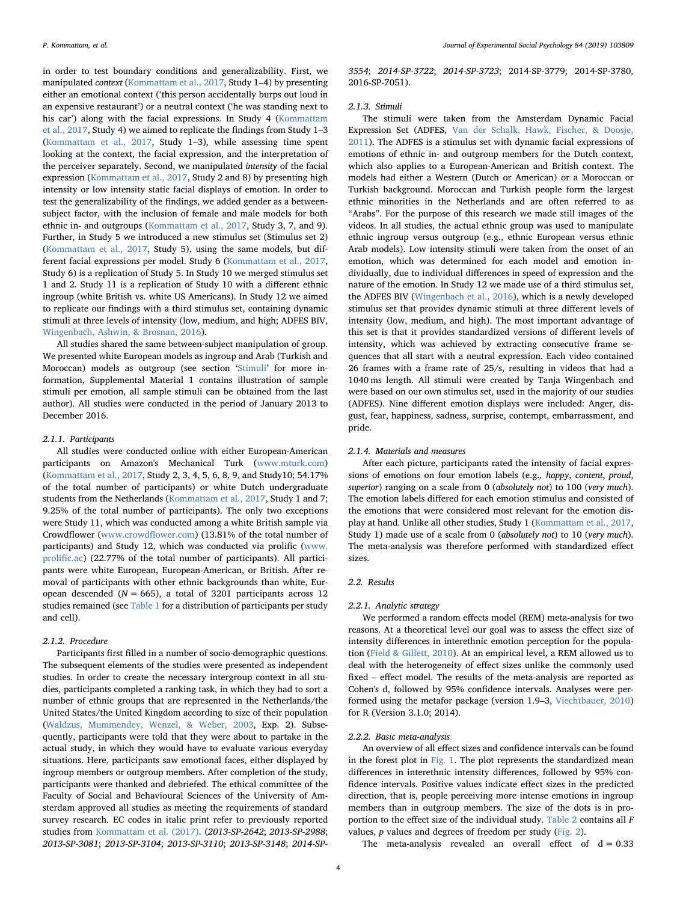in order to test boundary conditions and generalizability. First, we manipulated *context* (Kommattam et al., 2017, Study 1–4) by presenting either an emotional context ('this person accidentally burps out loud in an expensive restaurant') or a neutral context ('he was standing next to his car') along with the facial expressions. In Study 4 (Kommattam et al., 2017, Study 4) we aimed to replicate the findings from Study 1–3 (Kommattam et al., 2017, Study 1–3), while assessing time spent looking at the context, the facial expression, and the interpretation of the perceiver separately. Second, we manipulated *intensity* of the facial expression (Kommattam et al., 2017, Study 2 and 8) by presenting high intensity or low intensity static facial displays of emotion. In order to test the generalizability of the findings, we added gender as a between-subject factor, with the inclusion of female and male models for both ethnic in- and outgroups (Kommattam et al., 2017, Study 3, 7, and 9). Further, in Study 5 we introduced a new stimulus set (Stimulus set 2) (Kommattam et al., 2017, Study 5), using the same models, but different facial expressions per model. Study 6 (Kommattam et al., 2017, Study 6) is a replication of Study 5. In Study 10 we merged stimulus set 1 and 2. Study 11 is a replication of Study 10 with a different ethnic ingroup (white British vs. white US Americans). In Study 12 we aimed to replicate our findings with a third stimulus set, containing dynamic stimuli at three levels of intensity (low, medium, and high; ADFES BIV, Wingenbach, Ashwin, & Brosnan, 2016).

All studies shared the same between-subject manipulation of group. We presented white European models as ingroup and Arab (Turkish and Moroccan) models as outgroup (see section 'Stimuli' for more information, Supplemental Material 1 contains illustration of sample stimuli per emotion, all sample stimuli can be obtained from the last author). All studies were conducted in the period of January 2013 to December 2016.

#### 2.1.1. Participants

All studies were conducted online with either European-American participants on Amazon's Mechanical Turk (www.mturk.com) (Kommattam et al., 2017, Study 2, 3, 4, 5, 6, 8, 9, and Study10; 54.17% of the total number of participants) or white Dutch undergraduate students from the Netherlands (Kommattam et al., 2017, Study 1 and 7; 9.25% of the total number of participants). The only two exceptions were Study 11, which was conducted among a white British sample via Crowdflower (www.crowdflower.com) (13.81% of the total number of participants) and Study 12, which was conducted via prolific (www.prolific.ac) (22.77% of the total number of participants). All participants were white European, European-American, or British. After removal of participants with other ethnic backgrounds than white, European descended ($N$ = 665), a total of 3201 participants across 12 studies remained (see Table 1 for a distribution of participants per study and cell).

#### 2.1.2. Procedure

Participants first filled in a number of socio-demographic questions. The subsequent elements of the studies were presented as independent studies. In order to create the necessary intergroup context in all studies, participants completed a ranking task, in which they had to sort a number of ethnic groups that are represented in the Netherlands/the United States/the United Kingdom according to size of their population (Waldzus, Mummendey, Wenzel, & Weber, 2003, Exp. 2). Subsequently, participants were told that they were about to partake in the actual study, in which they would have to evaluate various everyday situations. Here, participants saw emotional faces, either displayed by ingroup members or outgroup members. After completion of the study, participants were thanked and debriefed. The ethical committee of the Faculty of Social and Behavioural Sciences of the University of Amsterdam approved all studies as meeting the requirements of standard survey research. EC codes in italic print refer to previously reported studies from Kommattam et al. (2017). (*2013-SP-2642*; *2013-SP-2988*; *2013-SP-3081*; *2013-SP-3104*; *2013-SP-3110*; *2013-SP-3148*; *2014-SP-3554*; *2014-SP-3722*; *2014-SP-3723*; 2014-SP-3779; 2014-SP-3780, 2016-SP-7051).

#### 2.1.3. Stimuli

The stimuli were taken from the Amsterdam Dynamic Facial Expression Set (ADFES, Van der Schalk, Hawk, Fischer, & Doosje, 2011). The ADFES is a stimulus set with dynamic facial expressions of emotions of ethnic in- and outgroup members for the Dutch context, which also applies to a European-American and British context. The models had either a Western (Dutch or American) or a Moroccan or Turkish background. Moroccan and Turkish people form the largest ethnic minorities in the Netherlands and are often referred to as "Arabs". For the purpose of this research we made still images of the videos. In all studies, the actual ethnic group was used to manipulate ethnic ingroup versus outgroup (e.g., ethnic European versus ethnic Arab models). Low intensity stimuli were taken from the onset of an emotion, which was determined for each model and emotion individually, due to individual differences in speed of expression and the nature of the emotion. In Study 12 we made use of a third stimulus set, the ADFES BIV (Wingenbach et al., 2016), which is a newly developed stimulus set that provides dynamic stimuli at three different levels of intensity (low, medium, and high). The most important advantage of this set is that it provides standardized versions of different levels of intensity, which was achieved by extracting consecutive frame sequences that all start with a neutral expression. Each video contained 26 frames with a frame rate of 25/s, resulting in videos that had a 1040 ms length. All stimuli were created by Tanja Wingenbach and were based on our own stimulus set, used in the majority of our studies (ADFES). Nine different emotion displays were included: Anger, disgust, fear, happiness, sadness, surprise, contempt, embarrassment, and pride.

#### 2.1.4. Materials and measures

After each picture, participants rated the intensity of facial expressions of emotions on four emotion labels (e.g., *happy*, *content*, *proud*, *superior*) ranging on a scale from 0 (*absolutely not*) to 100 (*very much*). The emotion labels differed for each emotion stimulus and consisted of the emotions that were considered most relevant for the emotion display at hand. Unlike all other studies, Study 1 (Kommattam et al., 2017, Study 1) made use of a scale from 0 (*absolutely not*) to 10 (*very much*). The meta-analysis was therefore performed with standardized effect sizes.

### 2.2. Results

#### 2.2.1. Analytic strategy

We performed a random effects model (REM) meta-analysis for two reasons. At a theoretical level our goal was to assess the effect size of intensity differences in interethnic emotion perception for the population (Field & Gillett, 2010). At an empirical level, a REM allowed us to deal with the heterogeneity of effect sizes unlike the commonly used fixed – effect model. The results of the meta-analysis are reported as Cohen's d, followed by 95% confidence intervals. Analyses were performed using the metafor package (version 1.9–3, Viechtbauer, 2010) for R (Version 3.1.0; 2014).

#### 2.2.2. Basic meta-analysis

An overview of all effect sizes and confidence intervals can be found in the forest plot in Fig. 1. The plot represents the standardized mean differences in interethnic intensity differences, followed by 95% confidence intervals. Positive values indicate effect sizes in the predicted direction, that is, people perceiving more intense emotions in ingroup members than in outgroup members. The size of the dots is in proportion to the effect size of the individual study. Table 2 contains all $F$ values, $p$ values and degrees of freedom per study (Fig. 2).

The meta-analysis revealed an overall effect of $d = 0.33$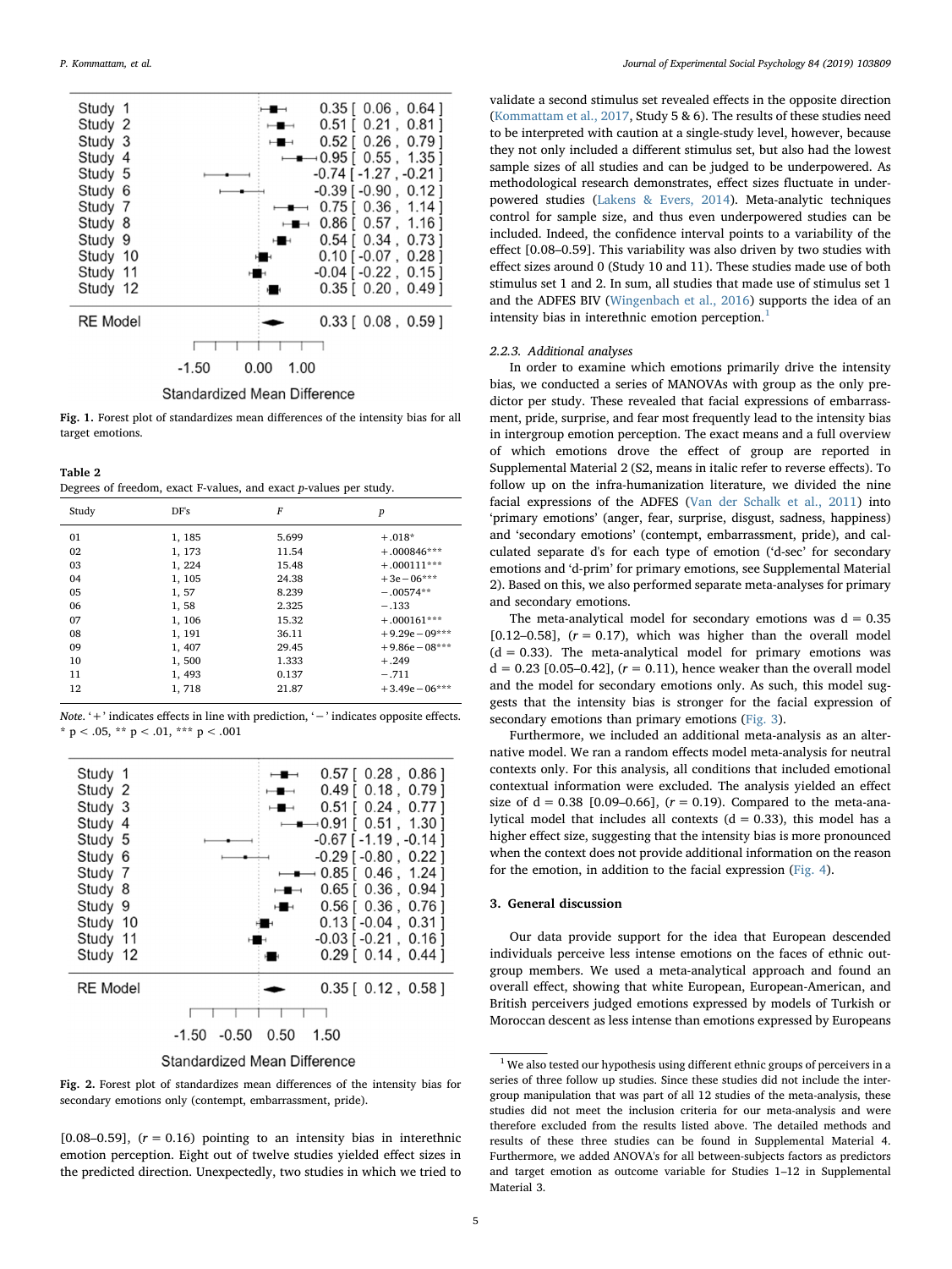Fig. 1. Forest plot of standardizes mean differences of the intensity bias for all target emotions.

Table 2
Degrees of freedom, exact F-values, and exact p-values per study.

| Study | DF's | F | p |
|---|---|---|---|
| 01 | 1, 185 | 5.699 | +.018* |
| 02 | 1, 173 | 11.54 | +.000846*** |
| 03 | 1, 224 | 15.48 | +.000111*** |
| 04 | 1, 105 | 24.38 | +3e−06*** |
| 05 | 1, 57 | 8.239 | −.00574** |
| 06 | 1, 58 | 2.325 | −.133 |
| 07 | 1, 106 | 15.32 | +.000161*** |
| 08 | 1, 191 | 36.11 | +9.29e−09*** |
| 09 | 1, 407 | 29.45 | +9.86e−08*** |
| 10 | 1, 500 | 1.333 | +.249 |
| 11 | 1, 493 | 0.137 | −.711 |
| 12 | 1, 718 | 21.87 | +3.49e−06*** |

*Note.* '+' indicates effects in line with prediction, '−' indicates opposite effects. * p < .05, ** p < .01, *** p < .001

Fig. 2. Forest plot of standardizes mean differences of the intensity bias for secondary emotions only (contempt, embarrassment, pride).

[0.08–0.59], ($r$ = 0.16) pointing to an intensity bias in interethnic emotion perception. Eight out of twelve studies yielded effect sizes in the predicted direction. Unexpectedly, two studies in which we tried to validate a second stimulus set revealed effects in the opposite direction (Kommattam et al., 2017, Study 5 & 6). The results of these studies need to be interpreted with caution at a single-study level, however, because they not only included a different stimulus set, but also had the lowest sample sizes of all studies and can be judged to be underpowered. As methodological research demonstrates, effect sizes fluctuate in underpowered studies (Lakens & Evers, 2014). Meta-analytic techniques control for sample size, and thus even underpowered studies can be included. Indeed, the confidence interval points to a variability of the effect [0.08–0.59]. This variability was also driven by two studies with effect sizes around 0 (Study 10 and 11). These studies made use of both stimulus set 1 and 2. In sum, all studies that made use of stimulus set 1 and the ADFES BIV (Wingenbach et al., 2016) supports the idea of an intensity bias in interethnic emotion perception.[1]

#### 2.2.3. Additional analyses

In order to examine which emotions primarily drive the intensity bias, we conducted a series of MANOVAs with group as the only predictor per study. These revealed that facial expressions of embarrassment, pride, surprise, and fear most frequently lead to the intensity bias in intergroup emotion perception. The exact means and a full overview of which emotions drove the effect of group are reported in Supplemental Material 2 (S2, means in italic refer to reverse effects). To follow up on the infra-humanization literature, we divided the nine facial expressions of the ADFES (Van der Schalk et al., 2011) into 'primary emotions' (anger, fear, surprise, disgust, sadness, happiness) and 'secondary emotions' (contempt, embarrassment, pride), and calculated separate d's for each type of emotion ('d-sec' for secondary emotions and 'd-prim' for primary emotions, see Supplemental Material 2). Based on this, we also performed separate meta-analyses for primary and secondary emotions.

The meta-analytical model for secondary emotions was d = 0.35 [0.12–0.58], ($r$ = 0.17), which was higher than the overall model (d = 0.33). The meta-analytical model for primary emotions was d = 0.23 [0.05–0.42], ($r$ = 0.11), hence weaker than the overall model and the model for secondary emotions only. As such, this model suggests that the intensity bias is stronger for the facial expression of secondary emotions than primary emotions (Fig. 3).

Furthermore, we included an additional meta-analysis as an alternative model. We ran a random effects model meta-analysis for neutral contexts only. For this analysis, all conditions that included emotional contextual information were excluded. The analysis yielded an effect size of d = 0.38 [0.09–0.66], ($r$ = 0.19). Compared to the meta-analytical model that includes all contexts (d = 0.33), this model has a higher effect size, suggesting that the intensity bias is more pronounced when the context does not provide additional information on the reason for the emotion, in addition to the facial expression (Fig. 4).

## 3. General discussion

Our data provide support for the idea that European descended individuals perceive less intense emotions on the faces of ethnic outgroup members. We used a meta-analytical approach and found an overall effect, showing that white European, European-American, and British perceivers judged emotions expressed by models of Turkish or Moroccan descent as less intense than emotions expressed by Europeans

[1] We also tested our hypothesis using different ethnic groups of perceivers in a series of three follow up studies. Since these studies did not include the intergroup manipulation that was part of all 12 studies of the meta-analysis, these studies did not meet the inclusion criteria for our meta-analysis and were therefore excluded from the results listed above. The detailed methods and results of these three studies can be found in Supplemental Material 4. Furthermore, we added ANOVA's for all between-subjects factors as predictors and target emotion as outcome variable for Studies 1–12 in Supplemental Material 3.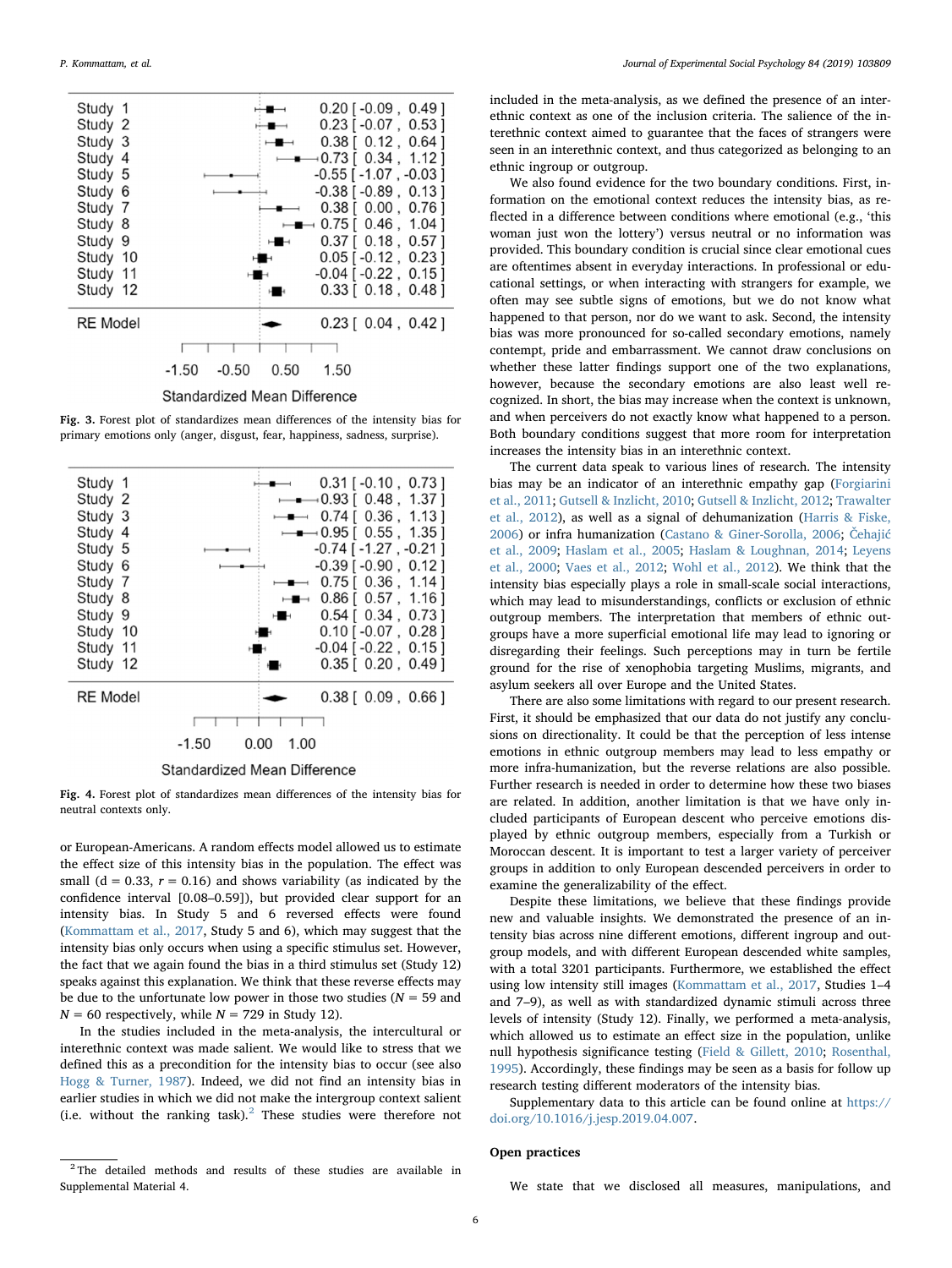| Study | Estimate [95% CI] |
|---|---|
| Study 1 | 0.20 [ -0.09 , 0.49 ] |
| Study 2 | 0.23 [ -0.07 , 0.53 ] |
| Study 3 | 0.38 [ 0.12 , 0.64 ] |
| Study 4 | 0.73 [ 0.34 , 1.12 ] |
| Study 5 | -0.55 [ -1.07 , -0.03 ] |
| Study 6 | -0.38 [ -0.89 , 0.13 ] |
| Study 7 | 0.38 [ 0.00 , 0.76 ] |
| Study 8 | 0.75 [ 0.46 , 1.04 ] |
| Study 9 | 0.37 [ 0.18 , 0.57 ] |
| Study 10 | 0.05 [ -0.12 , 0.23 ] |
| Study 11 | -0.04 [ -0.22 , 0.15 ] |
| Study 12 | 0.33 [ 0.18 , 0.48 ] |
| RE Model | 0.23 [ 0.04 , 0.42 ] |

Standardized Mean Difference

**Fig. 3.** Forest plot of standardizes mean differences of the intensity bias for primary emotions only (anger, disgust, fear, happiness, sadness, surprise).

| Study | Estimate [95% CI] |
|---|---|
| Study 1 | 0.31 [ -0.10 , 0.73 ] |
| Study 2 | 0.93 [ 0.48 , 1.37 ] |
| Study 3 | 0.74 [ 0.36 , 1.13 ] |
| Study 4 | 0.95 [ 0.55 , 1.35 ] |
| Study 5 | -0.74 [ -1.27 , -0.21 ] |
| Study 6 | -0.39 [ -0.90 , 0.12 ] |
| Study 7 | 0.75 [ 0.36 , 1.14 ] |
| Study 8 | 0.86 [ 0.57 , 1.16 ] |
| Study 9 | 0.54 [ 0.34 , 0.73 ] |
| Study 10 | 0.10 [ -0.07 , 0.28 ] |
| Study 11 | -0.04 [ -0.22 , 0.15 ] |
| Study 12 | 0.35 [ 0.20 , 0.49 ] |
| RE Model | 0.38 [ 0.09 , 0.66 ] |

Standardized Mean Difference

**Fig. 4.** Forest plot of standardizes mean differences of the intensity bias for neutral contexts only.

or European-Americans. A random effects model allowed us to estimate the effect size of this intensity bias in the population. The effect was small (d = 0.33, $r = 0.16$) and shows variability (as indicated by the confidence interval [0.08–0.59]), but provided clear support for an intensity bias. In Study 5 and 6 reversed effects were found (Kommattam et al., 2017, Study 5 and 6), which may suggest that the intensity bias only occurs when using a specific stimulus set. However, the fact that we again found the bias in a third stimulus set (Study 12) speaks against this explanation. We think that these reverse effects may be due to the unfortunate low power in those two studies ($N = 59$ and $N = 60$ respectively, while $N = 729$ in Study 12).

In the studies included in the meta-analysis, the intercultural or interethnic context was made salient. We would like to stress that we defined this as a precondition for the intensity bias to occur (see also Hogg & Turner, 1987). Indeed, we did not find an intensity bias in earlier studies in which we did not make the intergroup context salient (i.e. without the ranking task).[2] These studies were therefore not included in the meta-analysis, as we defined the presence of an interethnic context as one of the inclusion criteria. The salience of the interethnic context aimed to guarantee that the faces of strangers were seen in an interethnic context, and thus categorized as belonging to an ethnic ingroup or outgroup.

We also found evidence for the two boundary conditions. First, information on the emotional context reduces the intensity bias, as reflected in a difference between conditions where emotional (e.g., 'this woman just won the lottery') versus neutral or no information was provided. This boundary condition is crucial since clear emotional cues are oftentimes absent in everyday interactions. In professional or educational settings, or when interacting with strangers for example, we often may see subtle signs of emotions, but we do not know what happened to that person, nor do we want to ask. Second, the intensity bias was more pronounced for so-called secondary emotions, namely contempt, pride and embarrassment. We cannot draw conclusions on whether these latter findings support one of the two explanations, however, because the secondary emotions are also least well recognized. In short, the bias may increase when the context is unknown, and when perceivers do not exactly know what happened to a person. Both boundary conditions suggest that more room for interpretation increases the intensity bias in an interethnic context.

The current data speak to various lines of research. The intensity bias may be an indicator of an interethnic empathy gap (Forgiarini et al., 2011; Gutsell & Inzlicht, 2010; Gutsell & Inzlicht, 2012; Trawalter et al., 2012), as well as a signal of dehumanization (Harris & Fiske, 2006) or infra humanization (Castano & Giner-Sorolla, 2006; Čehajić et al., 2009; Haslam et al., 2005; Haslam & Loughnan, 2014; Leyens et al., 2000; Vaes et al., 2012; Wohl et al., 2012). We think that the intensity bias especially plays a role in small-scale social interactions, which may lead to misunderstandings, conflicts or exclusion of ethnic outgroup members. The interpretation that members of ethnic outgroups have a more superficial emotional life may lead to ignoring or disregarding their feelings. Such perceptions may in turn be fertile ground for the rise of xenophobia targeting Muslims, migrants, and asylum seekers all over Europe and the United States.

There are also some limitations with regard to our present research. First, it should be emphasized that our data do not justify any conclusions on directionality. It could be that the perception of less intense emotions in ethnic outgroup members may lead to less empathy or more infra-humanization, but the reverse relations are also possible. Further research is needed in order to determine how these two biases are related. In addition, another limitation is that we have only included participants of European descent who perceive emotions displayed by ethnic outgroup members, especially from a Turkish or Moroccan descent. It is important to test a larger variety of perceiver groups in addition to only European descended perceivers in order to examine the generalizability of the effect.

Despite these limitations, we believe that these findings provide new and valuable insights. We demonstrated the presence of an intensity bias across nine different emotions, different ingroup and outgroup models, and with different European descended white samples, with a total 3201 participants. Furthermore, we established the effect using low intensity still images (Kommattam et al., 2017, Studies 1–4 and 7–9), as well as with standardized dynamic stimuli across three levels of intensity (Study 12). Finally, we performed a meta-analysis, which allowed us to estimate an effect size in the population, unlike null hypothesis significance testing (Field & Gillett, 2010; Rosenthal, 1995). Accordingly, these findings may be seen as a basis for follow up research testing different moderators of the intensity bias.

Supplementary data to this article can be found online at https://doi.org/10.1016/j.jesp.2019.04.007.

## Open practices

We state that we disclosed all measures, manipulations, and

[2] The detailed methods and results of these studies are available in Supplemental Material 4.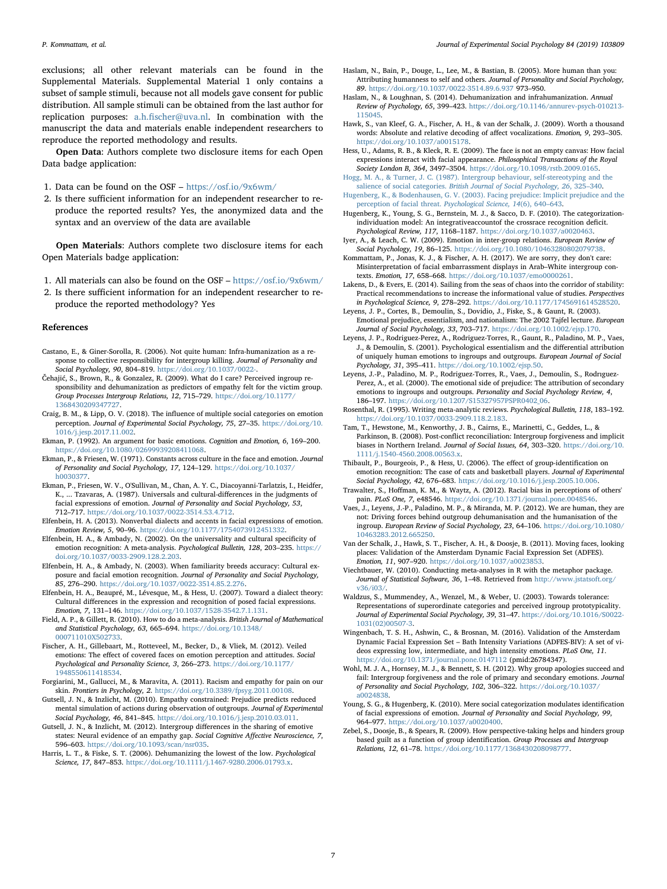exclusions; all other relevant materials can be found in the Supplemental Materials. Supplemental Material 1 only contains a subset of sample stimuli, because not all models gave consent for public distribution. All sample stimuli can be obtained from the last author for replication purposes: a.h.fischer@uva.nl. In combination with the manuscript the data and materials enable independent researchers to reproduce the reported methodology and results.

**Open Data**: Authors complete two disclosure items for each Open Data badge application:

1. Data can be found on the OSF – https://osf.io/9x6wm/
2. Is there sufficient information for an independent researcher to reproduce the reported results? Yes, the anonymized data and the syntax and an overview of the data are available

**Open Materials**: Authors complete two disclosure items for each Open Materials badge application:

1. All materials can also be found on the OSF – https://osf.io/9x6wm/
2. Is there sufficient information for an independent researcher to reproduce the reported methodology? Yes

## References

Castano, E., & Giner-Sorolla, R. (2006). Not quite human: Infra-humanization as a response to collective responsibility for intergroup killing. *Journal of Personality and Social Psychology, 90*, 804–819. https://doi.org/10.1037/0022-.

Čehajić, S., Brown, R., & Gonzalez, R. (2009). What do I care? Perceived ingroup responsibility and dehumanization as predictors of empathy felt for the victim group. *Group Processes Intergroup Relations, 12*, 715–729. https://doi.org/10.1177/1368430209347727.

Craig, B. M., & Lipp, O. V. (2018). The influence of multiple social categories on emotion perception. *Journal of Experimental Social Psychology, 75*, 27–35. https://doi.org/10.1016/j.jesp.2017.11.002.

Ekman, P. (1992). An argument for basic emotions. *Cognition and Emotion, 6*, 169–200. https://doi.org/10.1080/02699939208411068.

Ekman, P., & Friesen, W. (1971). Constants across culture in the face and emotion. *Journal of Personality and Social Psychology, 17*, 124–129. https://doi.org/10.1037/h0030377.

Ekman, P., Friesen, W. V., O'Sullivan, M., Chan, A. Y. C., Diacoyanni-Tarlatzis, I., Heidfer, K., ... Tzavaras, A. (1987). Universals and cultural-differences in the judgments of facial expressions of emotion. *Journal of Personality and Social Psychology, 53*, 712–717. https://doi.org/10.1037/0022-3514.53.4.712.

Elfenbein, H. A. (2013). Nonverbal dialects and accents in facial expressions of emotion. *Emotion Review, 5*, 90–96. https://doi.org/10.1177/1754073912451332.

Elfenbein, H. A., & Ambady, N. (2002). On the universality and cultural specificity of emotion recognition: A meta-analysis. *Psychological Bulletin, 128*, 203–235. https://doi.org/10.1037/0033-2909.128.2.203.

Elfenbein, H. A., & Ambady, N. (2003). When familiarity breeds accuracy: Cultural exposure and facial emotion recognition. *Journal of Personality and Social Psychology, 85*, 276–290. https://doi.org/10.1037/0022-3514.85.2.276.

Elfenbein, H. A., Beaupré, M., Lévesque, M., & Hess, U. (2007). Toward a dialect theory: Cultural differences in the expression and recognition of posed facial expressions. *Emotion, 7*, 131–146. https://doi.org/10.1037/1528-3542.7.1.131.

Field, A. P., & Gillett, R. (2010). How to do a meta-analysis. *British Journal of Mathematical and Statistical Psychology, 63*, 665–694. https://doi.org/10.1348/000711010X502733.

Fischer, A. H., Gillebaart, M., Rotteveel, M., Becker, D., & Vliek, M. (2012). Veiled emotions: The effect of covered faces on emotion perception and attitudes. *Social Psychological and Personality Science, 3*, 266–273. https://doi.org/10.1177/1948550611418534.

Forgiarini, M., Gallucci, M., & Maravita, A. (2011). Racism and empathy for pain on our skin. *Frontiers in Psychology, 2*. https://doi.org/10.3389/fpsyg.2011.00108.

Gutsell, J. N., & Inzlicht, M. (2010). Empathy constrained: Prejudice predicts reduced mental simulation of actions during observation of outgroups. *Journal of Experimental Social Psychology, 46*, 841–845. https://doi.org/10.1016/j.jesp.2010.03.011.

Gutsell, J. N., & Inzlicht, M. (2012). Intergroup differences in the sharing of emotive states: Neural evidence of an empathy gap. *Social Cognitive Affective Neuroscience, 7*, 596–603. https://doi.org/10.1093/scan/nsr035.

Harris, L. T., & Fiske, S. T. (2006). Dehumanizing the lowest of the low. *Psychological Science, 17*, 847–853. https://doi.org/10.1111/j.1467-9280.2006.01793.x.

Haslam, N., Bain, P., Douge, L., Lee, M., & Bastian, B. (2005). More human than you: Attributing humanness to self and others. *Journal of Personality and Social Psychology, 89*. https://doi.org/10.1037/0022-3514.89.6.937 973–950.

Haslam, N., & Loughnan, S. (2014). Dehumanization and infrahumanization. *Annual Review of Psychology, 65*, 399–423. https://doi.org/10.1146/annurev-psych-010213-115045.

Hawk, S., van Kleef, G. A., Fischer, A. H., & van der Schalk, J. (2009). Worth a thousand words: Absolute and relative decoding of affect vocalizations. *Emotion, 9*, 293–305. https://doi.org/10.1037/a0015178.

Hess, U., Adams, R. B., & Kleck, R. E. (2009). The face is not an empty canvas: How facial expressions interact with facial appearance. *Philosophical Transactions of the Royal Society London B, 364*, 3497–3504. https://doi.org/10.1098/rstb.2009.0165.

Hogg, M. A., & Turner, J. C. (1987). Intergroup behaviour, self-stereotyping and the salience of social categories. *British Journal of Social Psychology, 26*, 325–340.

Hugenberg, K., & Bodenhausen, G. V. (2003). Facing prejudice: Implicit prejudice and the perception of facial threat. *Psychological Science, 14*(6), 640–643.

Hugenberg, K., Young, S. G., Bernstein, M. J., & Sacco, D. F. (2010). The categorization-individuation model: An integrativeaccountof the crossrace recognition deficit. *Psychological Review, 117*, 1168–1187. https://doi.org/10.1037/a0020463.

Iyer, A., & Leach, C. W. (2009). Emotion in inter-group relations. *European Review of Social Psychology, 19*, 86–125. https://doi.org/10.1080/10463280802079738.

Kommattam, P., Jonas, K. J., & Fischer, A. H. (2017). We are sorry, they don't care: Misinterpretation of facial embarrassment displays in Arab–White intergroup contexts. *Emotion, 17*, 658–668. https://doi.org/10.1037/emo0000261.

Lakens, D., & Evers, E. (2014). Sailing from the seas of chaos into the corridor of stability: Practical recommendations to increase the informational value of studies. *Perspectives in Psychological Science, 9*, 278–292. https://doi.org/10.1177/1745691614528520.

Leyens, J. P., Cortes, B., Demoulin, S., Dovidio, J., Fiske, S., & Gaunt, R. (2003). Emotional prejudice, essentialism, and nationalism: The 2002 Tajfel lecture. *European Journal of Social Psychology, 33*, 703–717. https://doi.org/10.1002/ejsp.170.

Leyens, J. P., Rodriguez-Perez, A., Rodriguez-Torres, R., Gaunt, R., Paladino, M. P., Vaes, J., & Demoulin, S. (2001). Psychological essentialism and the differential attribution of uniquely human emotions to ingroups and outgroups. *European Journal of Social Psychology, 31*, 395–411. https://doi.org/10.1002/ejsp.50.

Leyens, J.-P., Paladino, M. P., Rodriguez-Torres, R., Vaes, J., Demoulin, S., Rodrıguez-Perez, A., et al. (2000). The emotional side of prejudice: The attribution of secondary emotions to ingroups and outgroups. *Personality and Social Psychology Review, 4*, 186–197. https://doi.org/10.1207/S15327957PSPR0402_06.

Rosenthal, R. (1995). Writing meta-analytic reviews. *Psychological Bulletin, 118*, 183–192. https://doi.org/10.1037/0033-2909.118.2.183.

Tam, T., Hewstone, M., Kenworthy, J. B., Cairns, E., Marinetti, C., Geddes, L., & Parkinson, B. (2008). Post-conflict reconciliation: Intergroup forgiveness and implicit biases in Northern Ireland. *Journal of Social Issues, 64*, 303–320. https://doi.org/10.1111/j.1540-4560.2008.00563.x.

Thibault, P., Bourgeois, P., & Hess, U. (2006). The effect of group-identification on emotion recognition: The case of cats and basketball players. *Journal of Experimental Social Psychology, 42*, 676–683. https://doi.org/10.1016/j.jesp.2005.10.006.

Trawalter, S., Hoffman, K. M., & Waytz, A. (2012). Racial bias in perceptions of others' pain. *PLoS One, 7*, e48546. https://doi.org/10.1371/journal.pone.0048546.

Vaes, J., Leyens, J.-P., Paladino, M. P., & Miranda, M. P. (2012). We are human, they are not: Driving forces behind outgroup dehumanisation and the humanisation of the ingroup. *European Review of Social Psychology, 23*, 64–106. https://doi.org/10.1080/10463283.2012.665250.

Van der Schalk, J., Hawk, S. T., Fischer, A. H., & Doosje, B. (2011). Moving faces, looking places: Validation of the Amsterdam Dynamic Facial Expression Set (ADFES). *Emotion, 11*, 907–920. https://doi.org/10.1037/a0023853.

Viechtbauer, W. (2010). Conducting meta-analyses in R with the metaphor package. *Journal of Statistical Software, 36*, 1–48. Retrieved from http://www.jstatsoft.org/v36/i03/.

Waldzus, S., Mummendey, A., Wenzel, M., & Weber, U. (2003). Towards tolerance: Representations of superordinate categories and perceived ingroup prototypicality. *Journal of Experimental Social Psychology, 39*, 31–47. https://doi.org/10.1016/S0022-1031(02)00507-3.

Wingenbach, T. S. H., Ashwin, C., & Brosnan, M. (2016). Validation of the Amsterdam Dynamic Facial Expression Set – Bath Intensity Variations (ADFES-BIV): A set of videos expressing low, intermediate, and high intensity emotions. *PLoS One, 11*. https://doi.org/10.1371/journal.pone.0147112 (pmid:26784347).

Wohl, M. J. A., Hornsey, M. J., & Bennett, S. H. (2012). Why group apologies succeed and fail: Intergroup forgiveness and the role of primary and secondary emotions. *Journal of Personality and Social Psychology, 102*, 306–322. https://doi.org/10.1037/a0024838.

Young, S. G., & Hugenberg, K. (2010). Mere social categorization modulates identification of facial expressions of emotion. *Journal of Personality and Social Psychology, 99*, 964–977. https://doi.org/10.1037/a0020400.

Zebel, S., Doosje, B., & Spears, R. (2009). How perspective-taking helps and hinders group based guilt as a function of group identification. *Group Processes and Intergroup Relations, 12*, 61–78. https://doi.org/10.1177/1368430208098777.